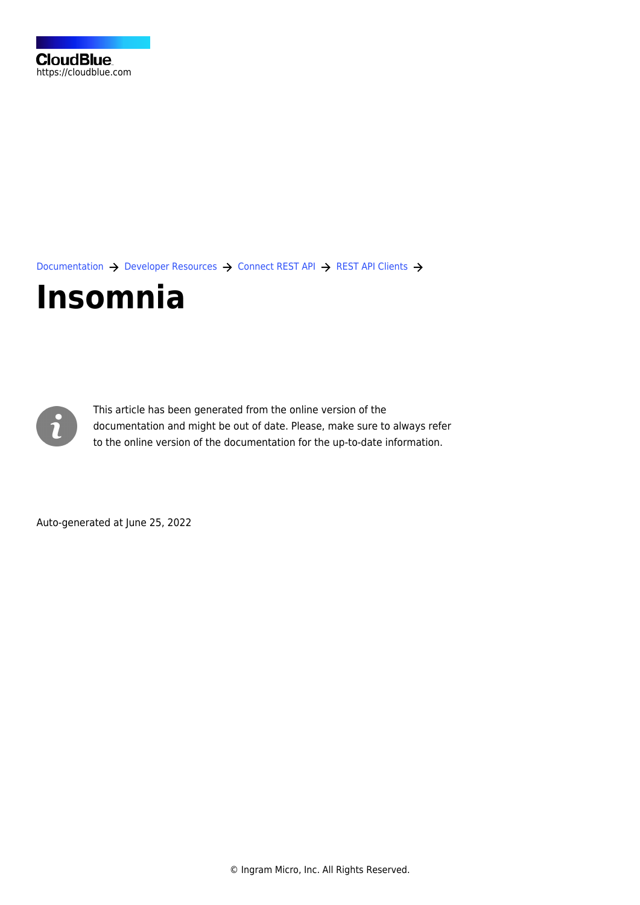CloudBlue
https://cloudblue.com

Documentation → Developer Resources → Connect REST API → REST API Clients →

# Insomnia

This article has been generated from the online version of the documentation and might be out of date. Please, make sure to always refer to the online version of the documentation for the up-to-date information.

Auto-generated at June 25, 2022

© Ingram Micro, Inc. All Rights Reserved.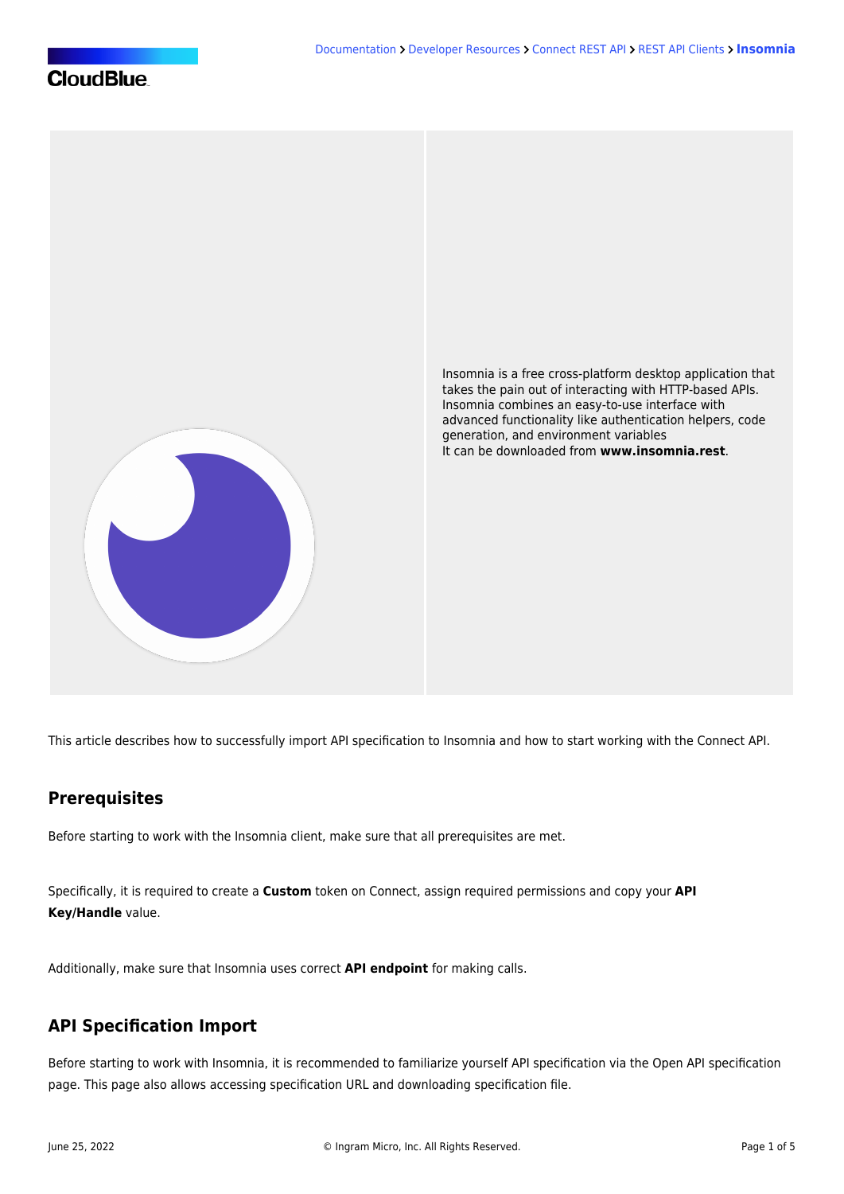Insomnia is a free cross-platform desktop application that takes the pain out of interacting with HTTP-based APIs. Insomnia combines an easy-to-use interface with advanced functionality like authentication helpers, code generation, and environment variables
It can be downloaded from **www.insomnia.rest**.

This article describes how to successfully import API specification to Insomnia and how to start working with the Connect API.

## Prerequisites

Before starting to work with the Insomnia client, make sure that all prerequisites are met.

Specifically, it is required to create a **Custom** token on Connect, assign required permissions and copy your **API Key/Handle** value.

Additionally, make sure that Insomnia uses correct **API endpoint** for making calls.

## API Specification Import

Before starting to work with Insomnia, it is recommended to familiarize yourself API specification via the Open API specification page. This page also allows accessing specification URL and downloading specification file.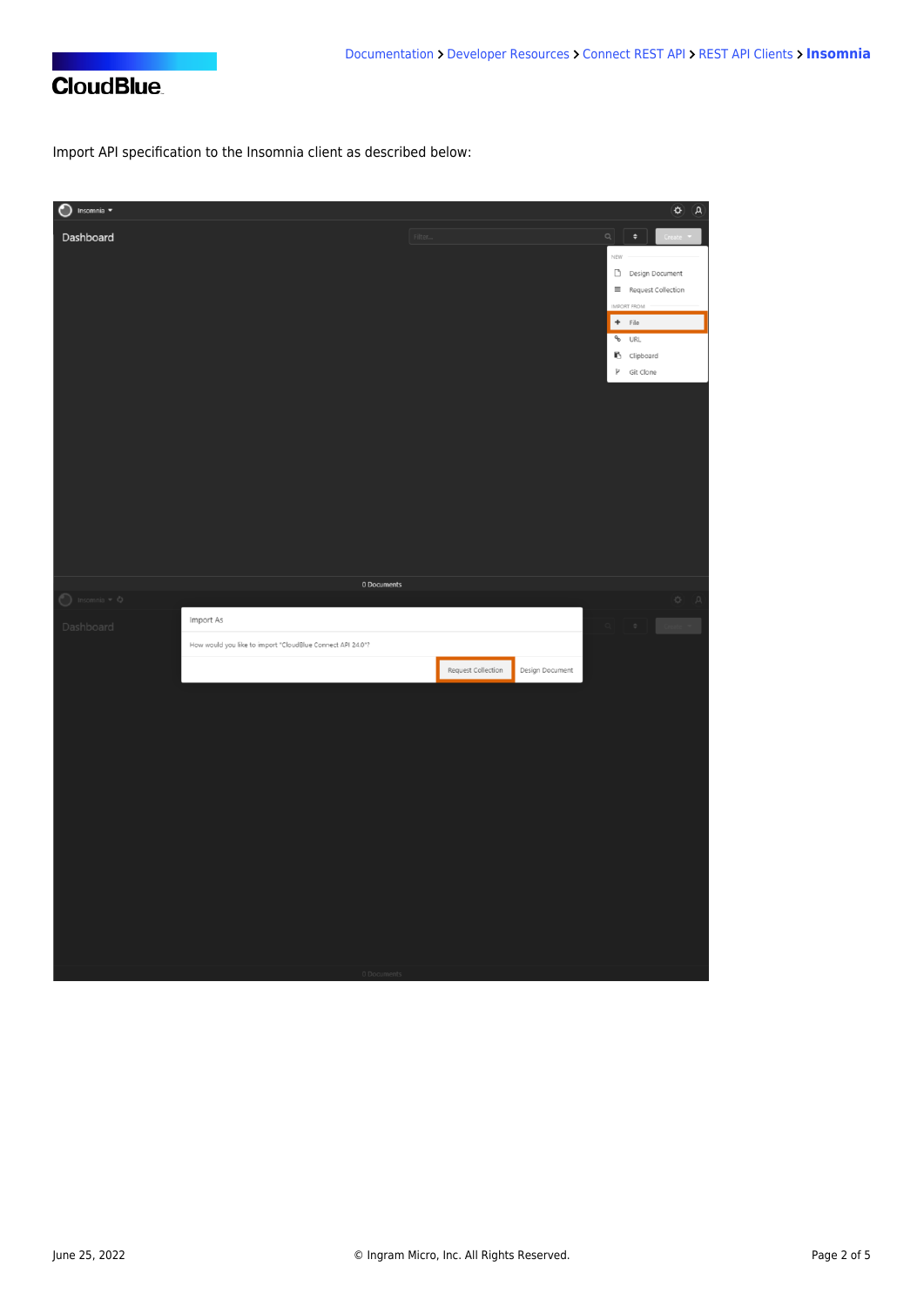Import API specification to the Insomnia client as described below: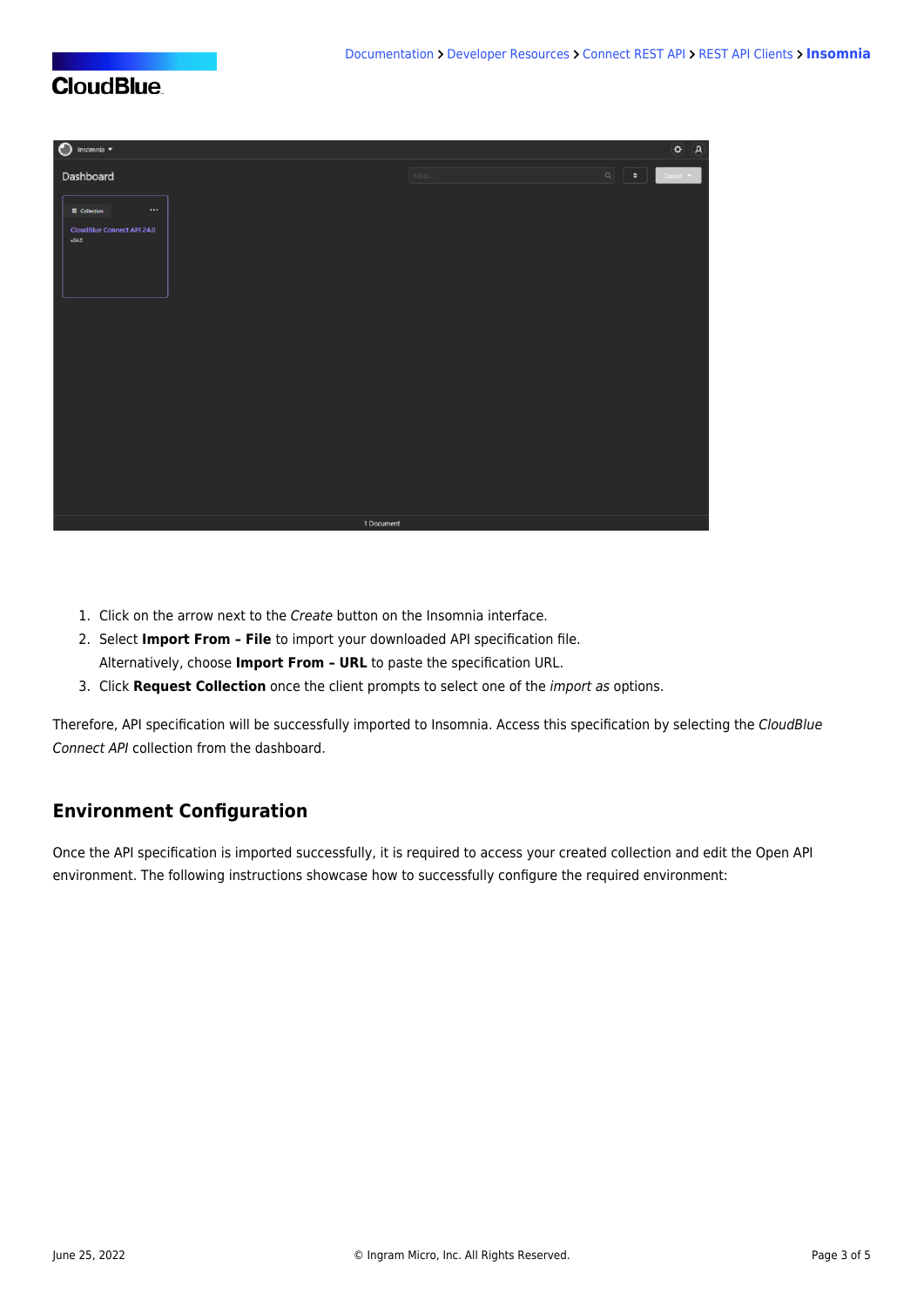1. Click on the arrow next to the *Create* button on the Insomnia interface.
2. Select **Import From – File** to import your downloaded API specification file.
   Alternatively, choose **Import From – URL** to paste the specification URL.
3. Click **Request Collection** once the client prompts to select one of the *import as* options.

Therefore, API specification will be successfully imported to Insomnia. Access this specification by selecting the *CloudBlue Connect API* collection from the dashboard.

## Environment Configuration

Once the API specification is imported successfully, it is required to access your created collection and edit the Open API environment. The following instructions showcase how to successfully configure the required environment: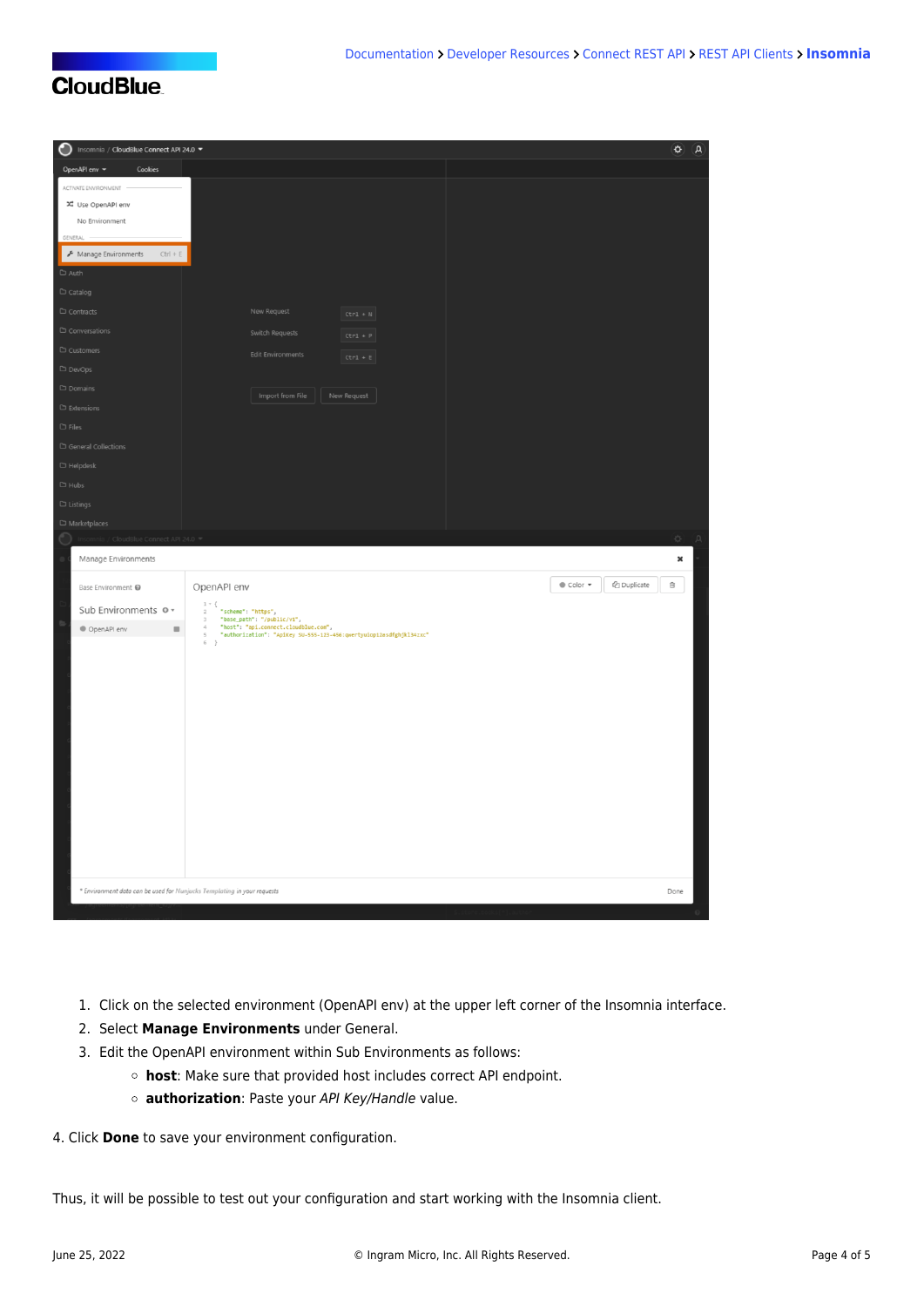1. Click on the selected environment (OpenAPI env) at the upper left corner of the Insomnia interface.
2. Select **Manage Environments** under General.
3. Edit the OpenAPI environment within Sub Environments as follows:
   - **host**: Make sure that provided host includes correct API endpoint.
   - **authorization**: Paste your *API Key/Handle* value.

4. Click **Done** to save your environment configuration.

Thus, it will be possible to test out your configuration and start working with the Insomnia client.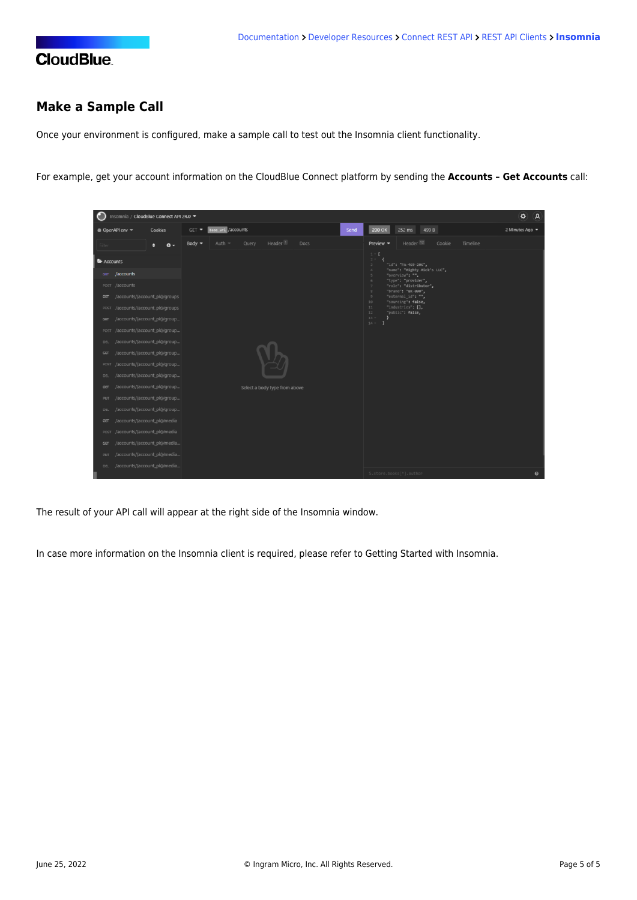## Make a Sample Call

Once your environment is configured, make a sample call to test out the Insomnia client functionality.

For example, get your account information on the CloudBlue Connect platform by sending the **Accounts – Get Accounts** call:

The result of your API call will appear at the right side of the Insomnia window.

In case more information on the Insomnia client is required, please refer to Getting Started with Insomnia.